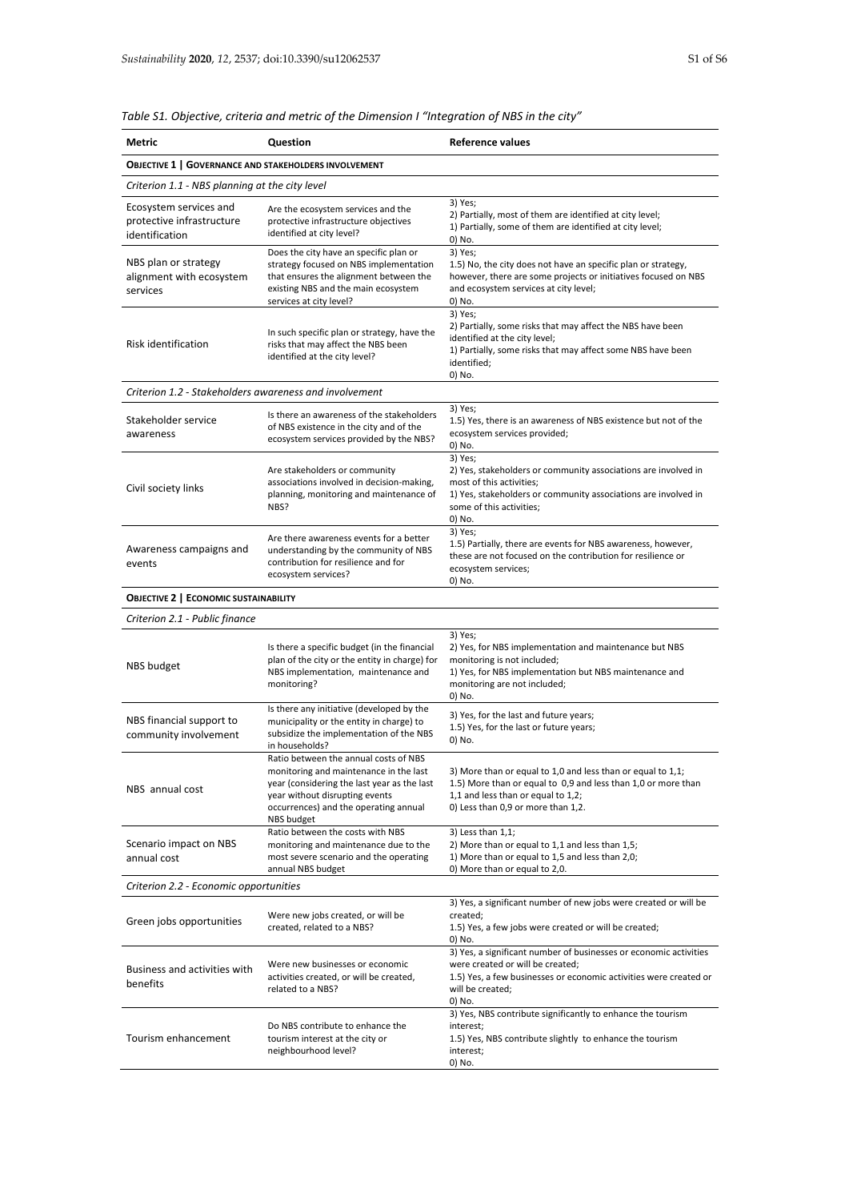*Table S1. Objective, criteria and metric of the Dimension I "Integration of NBS in the city"*

| Metric | Question | Reference values |
|---|---|---|
| **OBJECTIVE 1 \| GOVERNANCE AND STAKEHOLDERS INVOLVEMENT** | | |
| *Criterion 1.1 - NBS planning at the city level* | | |
| Ecosystem services and protective infrastructure identification | Are the ecosystem services and the protective infrastructure objectives identified at city level? | 3) Yes;<br>2) Partially, most of them are identified at city level;<br>1) Partially, some of them are identified at city level;<br>0) No. |
| NBS plan or strategy alignment with ecosystem services | Does the city have an specific plan or strategy focused on NBS implementation that ensures the alignment between the existing NBS and the main ecosystem services at city level? | 3) Yes;<br>1.5) No, the city does not have an specific plan or strategy, however, there are some projects or initiatives focused on NBS and ecosystem services at city level;<br>0) No. |
| Risk identification | In such specific plan or strategy, have the risks that may affect the NBS been identified at the city level? | 3) Yes;<br>2) Partially, some risks that may affect the NBS have been identified at the city level;<br>1) Partially, some risks that may affect some NBS have been identified;<br>0) No. |
| *Criterion 1.2 - Stakeholders awareness and involvement* | | |
| Stakeholder service awareness | Is there an awareness of the stakeholders of NBS existence in the city and of the ecosystem services provided by the NBS? | 3) Yes;<br>1.5) Yes, there is an awareness of NBS existence but not of the ecosystem services provided;<br>0) No. |
| Civil society links | Are stakeholders or community associations involved in decision-making, planning, monitoring and maintenance of NBS? | 3) Yes;<br>2) Yes, stakeholders or community associations are involved in most of this activities;<br>1) Yes, stakeholders or community associations are involved in some of this activities;<br>0) No. |
| Awareness campaigns and events | Are there awareness events for a better understanding by the community of NBS contribution for resilience and for ecosystem services? | 3) Yes;<br>1.5) Partially, there are events for NBS awareness, however, these are not focused on the contribution for resilience or ecosystem services;<br>0) No. |
| **OBJECTIVE 2 \| ECONOMIC SUSTAINABILITY** | | |
| *Criterion 2.1 - Public finance* | | |
| NBS budget | Is there a specific budget (in the financial plan of the city or the entity in charge) for NBS implementation, maintenance and monitoring? | 3) Yes;<br>2) Yes, for NBS implementation and maintenance but NBS monitoring is not included;<br>1) Yes, for NBS implementation but NBS maintenance and monitoring are not included;<br>0) No. |
| NBS financial support to community involvement | Is there any initiative (developed by the municipality or the entity in charge) to subsidize the implementation of the NBS in households? | 3) Yes, for the last and future years;<br>1.5) Yes, for the last or future years;<br>0) No. |
| NBS annual cost | Ratio between the annual costs of NBS monitoring and maintenance in the last year (considering the last year as the last year without disrupting events occurrences) and the operating annual NBS budget | 3) More than or equal to 1,0 and less than or equal to 1,1;<br>1.5) More than or equal to 0,9 and less than 1,0 or more than 1,1 and less than or equal to 1,2;<br>0) Less than 0,9 or more than 1,2. |
| Scenario impact on NBS annual cost | Ratio between the costs with NBS monitoring and maintenance due to the most severe scenario and the operating annual NBS budget | 3) Less than 1,1;<br>2) More than or equal to 1,1 and less than 1,5;<br>1) More than or equal to 1,5 and less than 2,0;<br>0) More than or equal to 2,0. |
| *Criterion 2.2 - Economic opportunities* | | |
| Green jobs opportunities | Were new jobs created, or will be created, related to a NBS? | 3) Yes, a significant number of new jobs were created or will be created;<br>1.5) Yes, a few jobs were created or will be created;<br>0) No. |
| Business and activities with benefits | Were new businesses or economic activities created, or will be created, related to a NBS? | 3) Yes, a significant number of businesses or economic activities were created or will be created;<br>1.5) Yes, a few businesses or economic activities were created or will be created;<br>0) No. |
| Tourism enhancement | Do NBS contribute to enhance the tourism interest at the city or neighbourhood level? | 3) Yes, NBS contribute significantly to enhance the tourism interest;<br>1.5) Yes, NBS contribute slightly to enhance the tourism interest;<br>0) No. |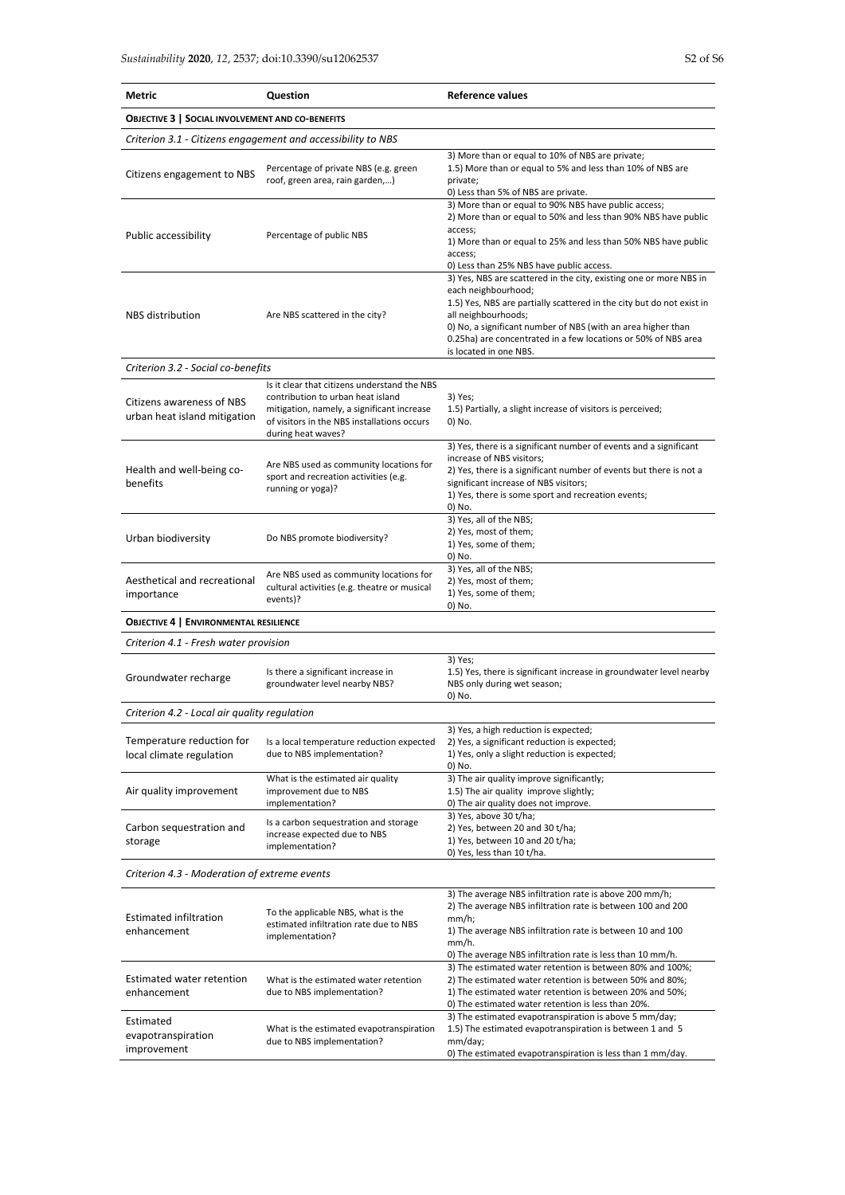| Metric | Question | Reference values |
| --- | --- | --- |
| **Objective 3 \| Social involvement and co-benefits** | | |
| *Criterion 3.1 - Citizens engagement and accessibility to NBS* | | |
| Citizens engagement to NBS | Percentage of private NBS (e.g. green roof, green area, rain garden,…) | 3) More than or equal to 10% of NBS are private; 1.5) More than or equal to 5% and less than 10% of NBS are private; 0) Less than 5% of NBS are private. |
| Public accessibility | Percentage of public NBS | 3) More than or equal to 90% NBS have public access; 2) More than or equal to 50% and less than 90% NBS have public access; 1) More than or equal to 25% and less than 50% NBS have public access; 0) Less than 25% NBS have public access. |
| NBS distribution | Are NBS scattered in the city? | 3) Yes, NBS are scattered in the city, existing one or more NBS in each neighbourhood; 1.5) Yes, NBS are partially scattered in the city but do not exist in all neighbourhoods; 0) No, a significant number of NBS (with an area higher than 0.25ha) are concentrated in a few locations or 50% of NBS area is located in one NBS. |
| *Criterion 3.2 - Social co-benefits* | | |
| Citizens awareness of NBS urban heat island mitigation | Is it clear that citizens understand the NBS contribution to urban heat island mitigation, namely, a significant increase of visitors in the NBS installations occurs during heat waves? | 3) Yes; 1.5) Partially, a slight increase of visitors is perceived; 0) No. |
| Health and well-being co-benefits | Are NBS used as community locations for sport and recreation activities (e.g. running or yoga)? | 3) Yes, there is a significant number of events and a significant increase of NBS visitors; 2) Yes, there is a significant number of events but there is not a significant increase of NBS visitors; 1) Yes, there is some sport and recreation events; 0) No. |
| Urban biodiversity | Do NBS promote biodiversity? | 3) Yes, all of the NBS; 2) Yes, most of them; 1) Yes, some of them; 0) No. |
| Aesthetical and recreational importance | Are NBS used as community locations for cultural activities (e.g. theatre or musical events)? | 3) Yes, all of the NBS; 2) Yes, most of them; 1) Yes, some of them; 0) No. |
| **Objective 4 \| Environmental resilience** | | |
| *Criterion 4.1 - Fresh water provision* | | |
| Groundwater recharge | Is there a significant increase in groundwater level nearby NBS? | 3) Yes; 1.5) Yes, there is significant increase in groundwater level nearby NBS only during wet season; 0) No. |
| *Criterion 4.2 - Local air quality regulation* | | |
| Temperature reduction for local climate regulation | Is a local temperature reduction expected due to NBS implementation? | 3) Yes, a high reduction is expected; 2) Yes, a significant reduction is expected; 1) Yes, only a slight reduction is expected; 0) No. |
| Air quality improvement | What is the estimated air quality improvement due to NBS implementation? | 3) The air quality improve significantly; 1.5) The air quality improve slightly; 0) The air quality does not improve. |
| Carbon sequestration and storage | Is a carbon sequestration and storage increase expected due to NBS implementation? | 3) Yes, above 30 t/ha; 2) Yes, between 20 and 30 t/ha; 1) Yes, between 10 and 20 t/ha; 0) Yes, less than 10 t/ha. |
| *Criterion 4.3 - Moderation of extreme events* | | |
| Estimated infiltration enhancement | To the applicable NBS, what is the estimated infiltration rate due to NBS implementation? | 3) The average NBS infiltration rate is above 200 mm/h; 2) The average NBS infiltration rate is between 100 and 200 mm/h; 1) The average NBS infiltration rate is between 10 and 100 mm/h. 0) The average NBS infiltration rate is less than 10 mm/h. |
| Estimated water retention enhancement | What is the estimated water retention due to NBS implementation? | 3) The estimated water retention is between 80% and 100%; 2) The estimated water retention is between 50% and 80%; 1) The estimated water retention is between 20% and 50%; 0) The estimated water retention is less than 20%. |
| Estimated evapotranspiration improvement | What is the estimated evapotranspiration due to NBS implementation? | 3) The estimated evapotranspiration is above 5 mm/day; 1.5) The estimated evapotranspiration is between 1 and 5 mm/day; 0) The estimated evapotranspiration is less than 1 mm/day. |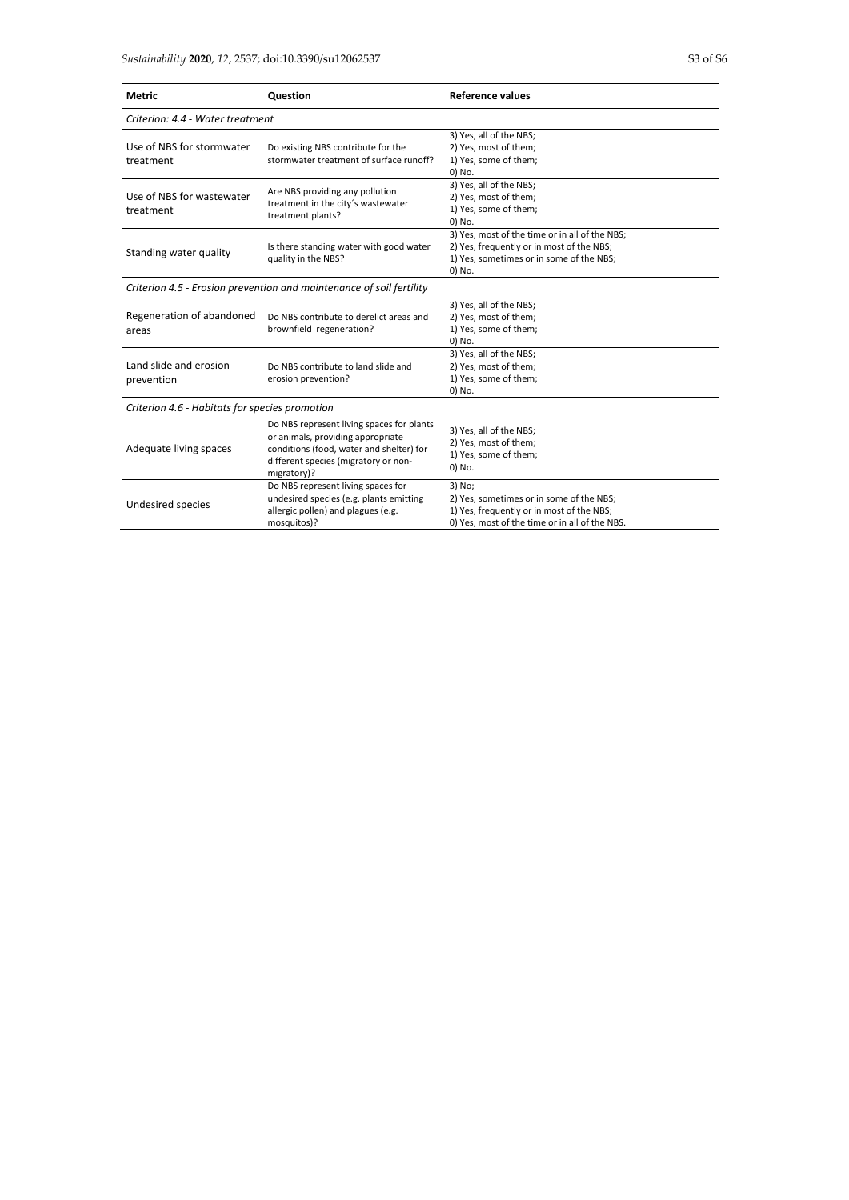| Metric | Question | Reference values |
|---|---|---|
| *Criterion: 4.4 - Water treatment* | | |
| Use of NBS for stormwater treatment | Do existing NBS contribute for the stormwater treatment of surface runoff? | 3) Yes, all of the NBS; 2) Yes, most of them; 1) Yes, some of them; 0) No. |
| Use of NBS for wastewater treatment | Are NBS providing any pollution treatment in the city´s wastewater treatment plants? | 3) Yes, all of the NBS; 2) Yes, most of them; 1) Yes, some of them; 0) No. |
| Standing water quality | Is there standing water with good water quality in the NBS? | 3) Yes, most of the time or in all of the NBS; 2) Yes, frequently or in most of the NBS; 1) Yes, sometimes or in some of the NBS; 0) No. |
| *Criterion 4.5 - Erosion prevention and maintenance of soil fertility* | | |
| Regeneration of abandoned areas | Do NBS contribute to derelict areas and brownfield regeneration? | 3) Yes, all of the NBS; 2) Yes, most of them; 1) Yes, some of them; 0) No. |
| Land slide and erosion prevention | Do NBS contribute to land slide and erosion prevention? | 3) Yes, all of the NBS; 2) Yes, most of them; 1) Yes, some of them; 0) No. |
| *Criterion 4.6 - Habitats for species promotion* | | |
| Adequate living spaces | Do NBS represent living spaces for plants or animals, providing appropriate conditions (food, water and shelter) for different species (migratory or non-migratory)? | 3) Yes, all of the NBS; 2) Yes, most of them; 1) Yes, some of them; 0) No. |
| Undesired species | Do NBS represent living spaces for undesired species (e.g. plants emitting allergic pollen) and plagues (e.g. mosquitos)? | 3) No; 2) Yes, sometimes or in some of the NBS; 1) Yes, frequently or in most of the NBS; 0) Yes, most of the time or in all of the NBS. |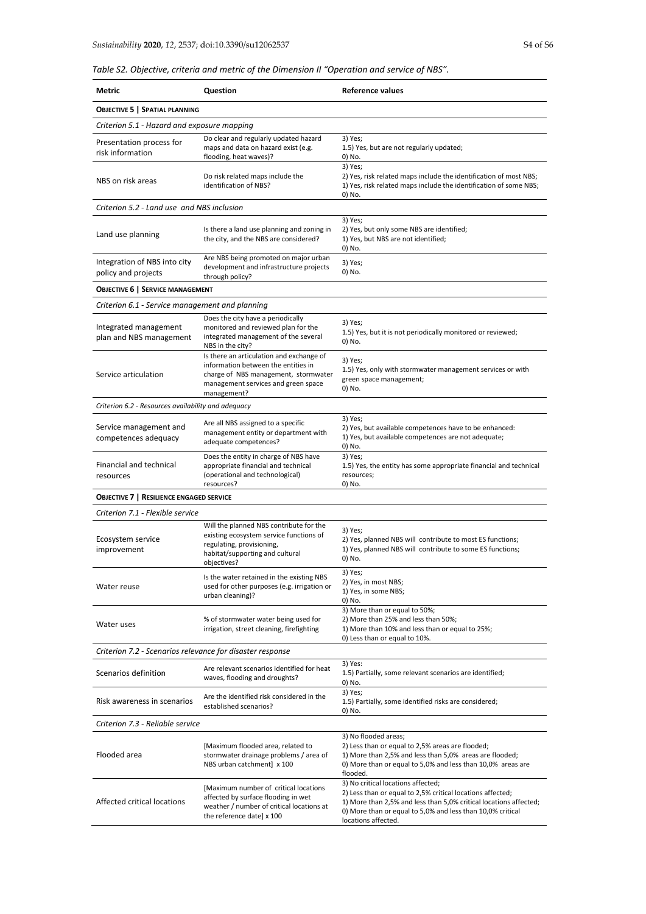*Table S2. Objective, criteria and metric of the Dimension II "Operation and service of NBS".*

| Metric | Question | Reference values |
|---|---|---|
| **OBJECTIVE 5 \| SPATIAL PLANNING** | | |
| *Criterion 5.1 - Hazard and exposure mapping* | | |
| Presentation process for risk information | Do clear and regularly updated hazard maps and data on hazard exist (e.g. flooding, heat waves)? | 3) Yes;<br>1.5) Yes, but are not regularly updated;<br>0) No. |
| NBS on risk areas | Do risk related maps include the identification of NBS? | 3) Yes;<br>2) Yes, risk related maps include the identification of most NBS;<br>1) Yes, risk related maps include the identification of some NBS;<br>0) No. |
| *Criterion 5.2 - Land use and NBS inclusion* | | |
| Land use planning | Is there a land use planning and zoning in the city, and the NBS are considered? | 3) Yes;<br>2) Yes, but only some NBS are identified;<br>1) Yes, but NBS are not identified;<br>0) No. |
| Integration of NBS into city policy and projects | Are NBS being promoted on major urban development and infrastructure projects through policy? | 3) Yes;<br>0) No. |
| **OBJECTIVE 6 \| SERVICE MANAGEMENT** | | |
| *Criterion 6.1 - Service management and planning* | | |
| Integrated management plan and NBS management | Does the city have a periodically monitored and reviewed plan for the integrated management of the several NBS in the city? | 3) Yes;<br>1.5) Yes, but it is not periodically monitored or reviewed;<br>0) No. |
| Service articulation | Is there an articulation and exchange of information between the entities in charge of NBS management, stormwater management services and green space management? | 3) Yes;<br>1.5) Yes, only with stormwater management services or with green space management;<br>0) No. |
| *Criterion 6.2 - Resources availability and adequacy* | | |
| Service management and competences adequacy | Are all NBS assigned to a specific management entity or department with adequate competences? | 3) Yes;<br>2) Yes, but available competences have to be enhanced:<br>1) Yes, but available competences are not adequate;<br>0) No. |
| Financial and technical resources | Does the entity in charge of NBS have appropriate financial and technical (operational and technological) resources? | 3) Yes;<br>1.5) Yes, the entity has some appropriate financial and technical resources;<br>0) No. |
| **OBJECTIVE 7 \| RESILIENCE ENGAGED SERVICE** | | |
| *Criterion 7.1 - Flexible service* | | |
| Ecosystem service improvement | Will the planned NBS contribute for the existing ecosystem service functions of regulating, provisioning, habitat/supporting and cultural objectives? | 3) Yes;<br>2) Yes, planned NBS will contribute to most ES functions;<br>1) Yes, planned NBS will contribute to some ES functions;<br>0) No. |
| Water reuse | Is the water retained in the existing NBS used for other purposes (e.g. irrigation or urban cleaning)? | 3) Yes;<br>2) Yes, in most NBS;<br>1) Yes, in some NBS;<br>0) No. |
| Water uses | % of stormwater water being used for irrigation, street cleaning, firefighting | 3) More than or equal to 50%;<br>2) More than 25% and less than 50%;<br>1) More than 10% and less than or equal to 25%;<br>0) Less than or equal to 10%. |
| *Criterion 7.2 - Scenarios relevance for disaster response* | | |
| Scenarios definition | Are relevant scenarios identified for heat waves, flooding and droughts? | 3) Yes:<br>1.5) Partially, some relevant scenarios are identified;<br>0) No. |
| Risk awareness in scenarios | Are the identified risk considered in the established scenarios? | 3) Yes;<br>1.5) Partially, some identified risks are considered;<br>0) No. |
| *Criterion 7.3 - Reliable service* | | |
| Flooded area | [Maximum flooded area, related to stormwater drainage problems / area of NBS urban catchment] x 100 | 3) No flooded areas;<br>2) Less than or equal to 2,5% areas are flooded;<br>1) More than 2,5% and less than 5,0% areas are flooded;<br>0) More than or equal to 5,0% and less than 10,0% areas are flooded. |
| Affected critical locations | [Maximum number of critical locations affected by surface flooding in wet weather / number of critical locations at the reference date] x 100 | 3) No critical locations affected;<br>2) Less than or equal to 2,5% critical locations affected;<br>1) More than 2,5% and less than 5,0% critical locations affected;<br>0) More than or equal to 5,0% and less than 10,0% critical locations affected. |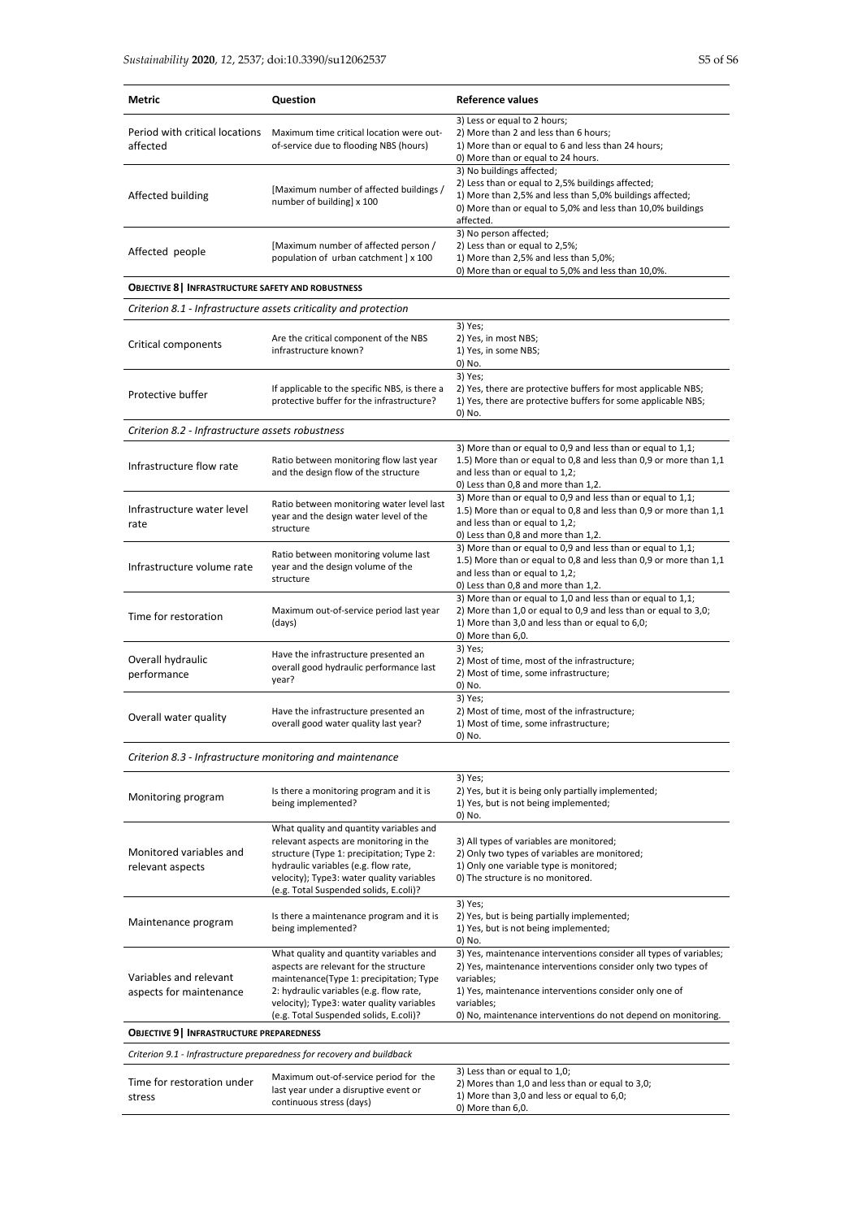| Metric | Question | Reference values |
|---|---|---|
| Period with critical locations affected | Maximum time critical location were out-of-service due to flooding NBS (hours) | 3) Less or equal to 2 hours;<br>2) More than 2 and less than 6 hours;<br>1) More than or equal to 6 and less than 24 hours;<br>0) More than or equal to 24 hours. |
| Affected building | [Maximum number of affected buildings / number of building] x 100 | 3) No buildings affected;<br>2) Less than or equal to 2,5% buildings affected;<br>1) More than 2,5% and less than 5,0% buildings affected;<br>0) More than or equal to 5,0% and less than 10,0% buildings affected. |
| Affected people | [Maximum number of affected person / population of urban catchment ] x 100 | 3) No person affected;<br>2) Less than or equal to 2,5%;<br>1) More than 2,5% and less than 5,0%;<br>0) More than or equal to 5,0% and less than 10,0%. |
| **OBJECTIVE 8\| INFRASTRUCTURE SAFETY AND ROBUSTNESS** | | |
| *Criterion 8.1 - Infrastructure assets criticality and protection* | | |
| Critical components | Are the critical component of the NBS infrastructure known? | 3) Yes;<br>2) Yes, in most NBS;<br>1) Yes, in some NBS;<br>0) No. |
| Protective buffer | If applicable to the specific NBS, is there a protective buffer for the infrastructure? | 3) Yes;<br>2) Yes, there are protective buffers for most applicable NBS;<br>1) Yes, there are protective buffers for some applicable NBS;<br>0) No. |
| *Criterion 8.2 - Infrastructure assets robustness* | | |
| Infrastructure flow rate | Ratio between monitoring flow last year and the design flow of the structure | 3) More than or equal to 0,9 and less than or equal to 1,1;<br>1.5) More than or equal to 0,8 and less than 0,9 or more than 1,1 and less than or equal to 1,2;<br>0) Less than 0,8 and more than 1,2. |
| Infrastructure water level rate | Ratio between monitoring water level last year and the design water level of the structure | 3) More than or equal to 0,9 and less than or equal to 1,1;<br>1.5) More than or equal to 0,8 and less than 0,9 or more than 1,1 and less than or equal to 1,2;<br>0) Less than 0,8 and more than 1,2. |
| Infrastructure volume rate | Ratio between monitoring volume last year and the design volume of the structure | 3) More than or equal to 0,9 and less than or equal to 1,1;<br>1.5) More than or equal to 0,8 and less than 0,9 or more than 1,1 and less than or equal to 1,2;<br>0) Less than 0,8 and more than 1,2. |
| Time for restoration | Maximum out-of-service period last year (days) | 3) More than or equal to 1,0 and less than or equal to 1,1;<br>2) More than 1,0 or equal to 0,9 and less than or equal to 3,0;<br>1) More than 3,0 and less than or equal to 6,0;<br>0) More than 6,0. |
| Overall hydraulic performance | Have the infrastructure presented an overall good hydraulic performance last year? | 3) Yes;<br>2) Most of time, most of the infrastructure;<br>2) Most of time, some infrastructure;<br>0) No. |
| Overall water quality | Have the infrastructure presented an overall good water quality last year? | 3) Yes;<br>2) Most of time, most of the infrastructure;<br>1) Most of time, some infrastructure;<br>0) No. |
| *Criterion 8.3 - Infrastructure monitoring and maintenance* | | |
| Monitoring program | Is there a monitoring program and it is being implemented? | 3) Yes;<br>2) Yes, but it is being only partially implemented;<br>1) Yes, but is not being implemented;<br>0) No. |
| Monitored variables and relevant aspects | What quality and quantity variables and relevant aspects are monitoring in the structure (Type 1: precipitation; Type 2: hydraulic variables (e.g. flow rate, velocity); Type3: water quality variables (e.g. Total Suspended solids, E.coli)? | 3) All types of variables are monitored;<br>2) Only two types of variables are monitored;<br>1) Only one variable type is monitored;<br>0) The structure is no monitored. |
| Maintenance program | Is there a maintenance program and it is being implemented? | 3) Yes;<br>2) Yes, but is being partially implemented;<br>1) Yes, but is not being implemented;<br>0) No. |
| Variables and relevant aspects for maintenance | What quality and quantity variables and aspects are relevant for the structure maintenance(Type 1: precipitation; Type 2: hydraulic variables (e.g. flow rate, velocity); Type3: water quality variables (e.g. Total Suspended solids, E.coli)? | 3) Yes, maintenance interventions consider all types of variables;<br>2) Yes, maintenance interventions consider only two types of variables;<br>1) Yes, maintenance interventions consider only one of variables;<br>0) No, maintenance interventions do not depend on monitoring. |
| **OBJECTIVE 9\| INFRASTRUCTURE PREPAREDNESS** | | |
| *Criterion 9.1 - Infrastructure preparedness for recovery and buildback* | | |
| Time for restoration under stress | Maximum out-of-service period for the last year under a disruptive event or continuous stress (days) | 3) Less than or equal to 1,0;<br>2) Mores than 1,0 and less than or equal to 3,0;<br>1) More than 3,0 and less or equal to 6,0;<br>0) More than 6,0. |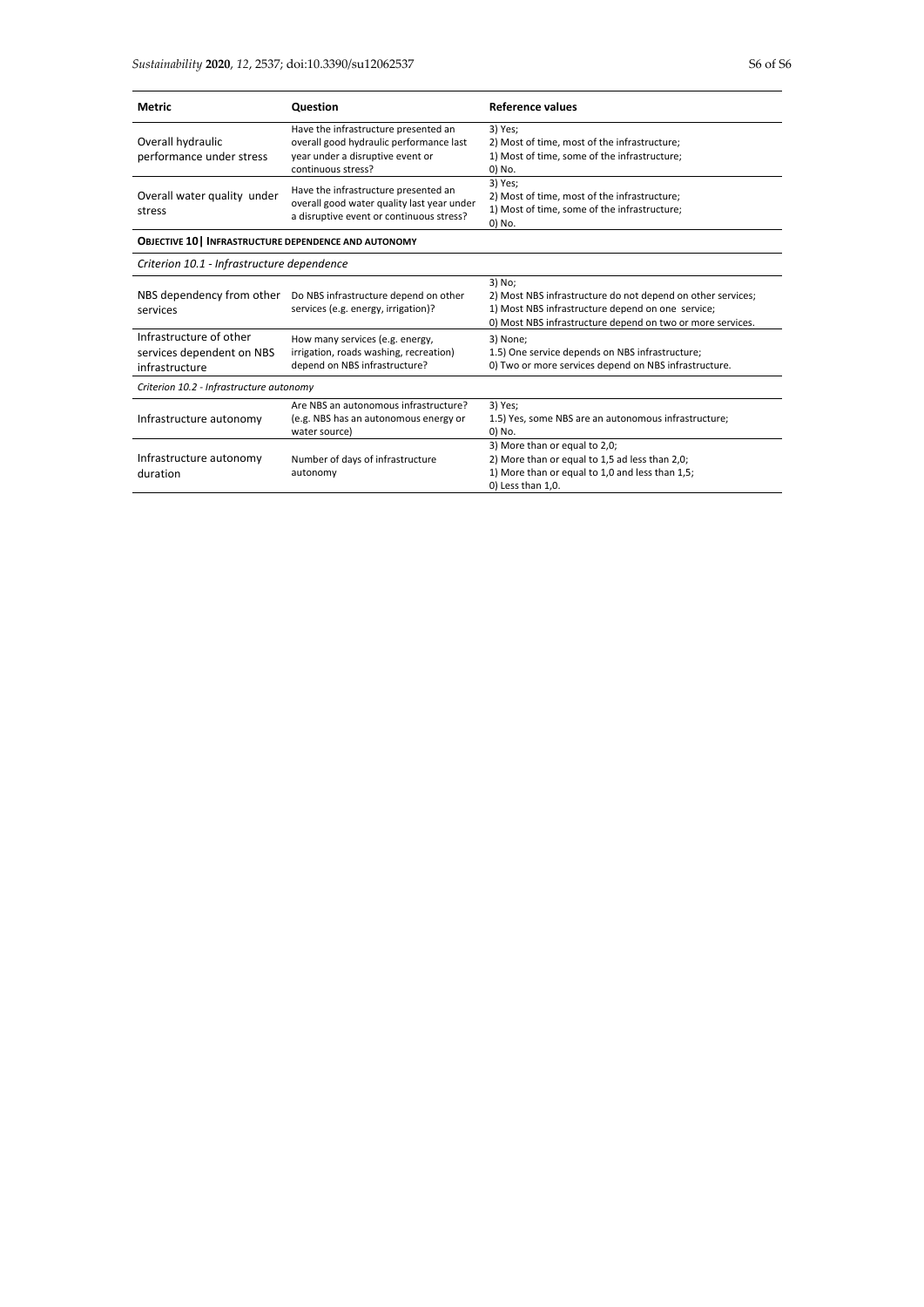| Metric | Question | Reference values |
|---|---|---|
| Overall hydraulic performance under stress | Have the infrastructure presented an overall good hydraulic performance last year under a disruptive event or continuous stress? | 3) Yes;<br>2) Most of time, most of the infrastructure;<br>1) Most of time, some of the infrastructure;<br>0) No. |
| Overall water quality under stress | Have the infrastructure presented an overall good water quality last year under a disruptive event or continuous stress? | 3) Yes;<br>2) Most of time, most of the infrastructure;<br>1) Most of time, some of the infrastructure;<br>0) No. |
| **OBJECTIVE 10\| INFRASTRUCTURE DEPENDENCE AND AUTONOMY** | | |
| *Criterion 10.1 - Infrastructure dependence* | | |
| NBS dependency from other services | Do NBS infrastructure depend on other services (e.g. energy, irrigation)? | 3) No;<br>2) Most NBS infrastructure do not depend on other services;<br>1) Most NBS infrastructure depend on one service;<br>0) Most NBS infrastructure depend on two or more services. |
| Infrastructure of other services dependent on NBS infrastructure | How many services (e.g. energy, irrigation, roads washing, recreation) depend on NBS infrastructure? | 3) None;<br>1.5) One service depends on NBS infrastructure;<br>0) Two or more services depend on NBS infrastructure. |
| *Criterion 10.2 - Infrastructure autonomy* | | |
| Infrastructure autonomy | Are NBS an autonomous infrastructure? (e.g. NBS has an autonomous energy or water source) | 3) Yes;<br>1.5) Yes, some NBS are an autonomous infrastructure;<br>0) No. |
| Infrastructure autonomy duration | Number of days of infrastructure autonomy | 3) More than or equal to 2,0;<br>2) More than or equal to 1,5 ad less than 2,0;<br>1) More than or equal to 1,0 and less than 1,5;<br>0) Less than 1,0. |